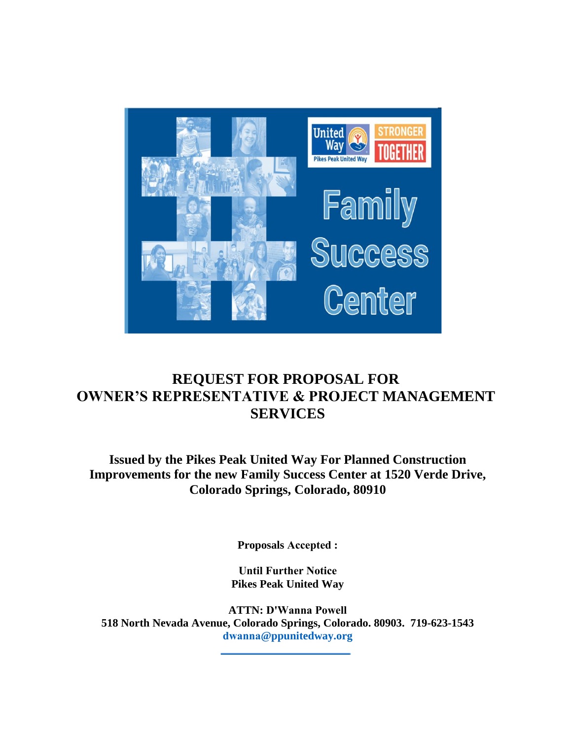# REQUEST FOR PROPOSAL FOR OWNER'S REPRESENTATIVE & PROJECT MANAGEMENT SERVICES

**Issued by the Pikes Peak United Way For Planned Construction Improvements for the new Family Success Center at 1520 Verde Drive, Colorado Springs, Colorado, 80910**

**Proposals Accepted :**

**Until Further Notice**
**Pikes Peak United Way**

**ATTN: D'Wanna Powell**
**518 North Nevada Avenue, Colorado Springs, Colorado. 80903. 719-623-1543**
**dwanna@ppunitedway.org**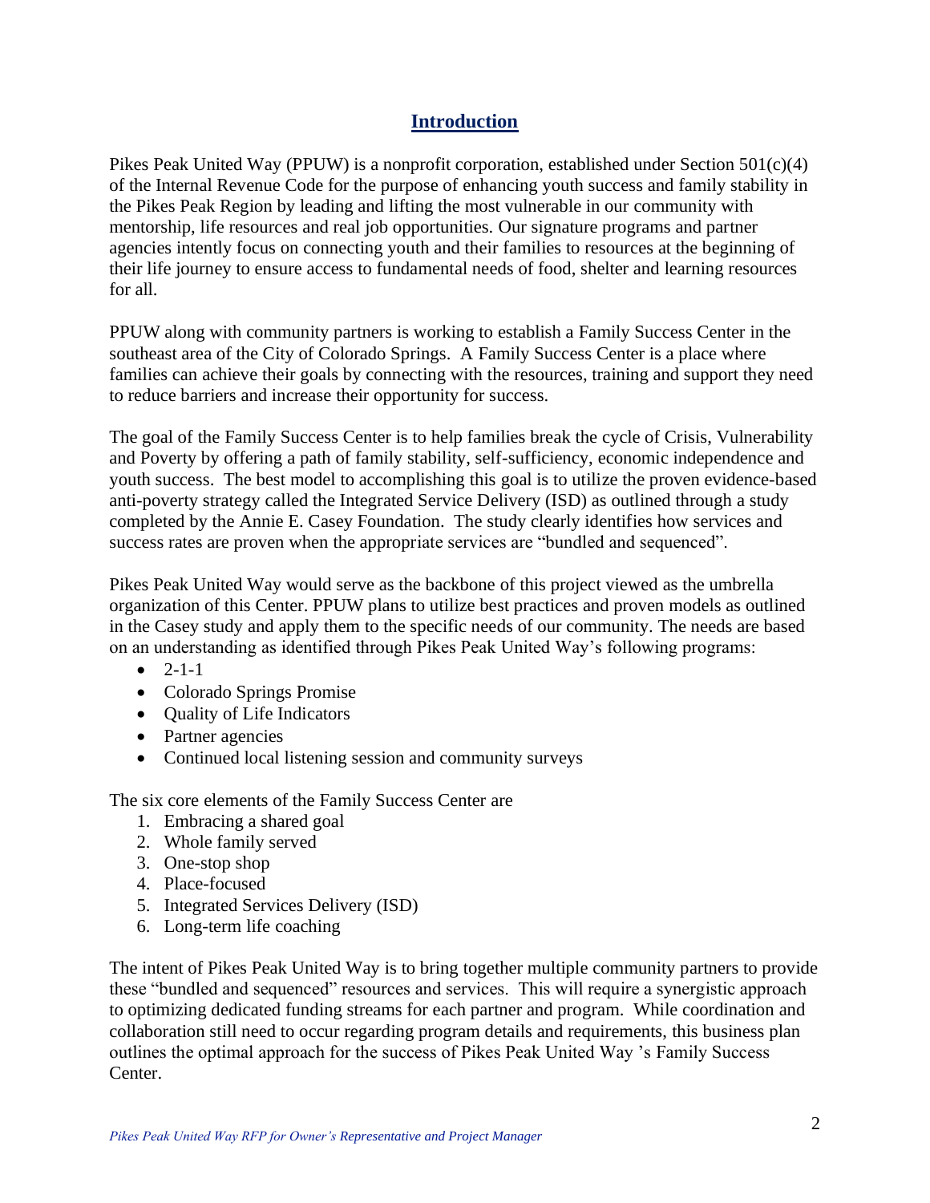## Introduction

Pikes Peak United Way (PPUW) is a nonprofit corporation, established under Section 501(c)(4) of the Internal Revenue Code for the purpose of enhancing youth success and family stability in the Pikes Peak Region by leading and lifting the most vulnerable in our community with mentorship, life resources and real job opportunities. Our signature programs and partner agencies intently focus on connecting youth and their families to resources at the beginning of their life journey to ensure access to fundamental needs of food, shelter and learning resources for all.

PPUW along with community partners is working to establish a Family Success Center in the southeast area of the City of Colorado Springs. A Family Success Center is a place where families can achieve their goals by connecting with the resources, training and support they need to reduce barriers and increase their opportunity for success.

The goal of the Family Success Center is to help families break the cycle of Crisis, Vulnerability and Poverty by offering a path of family stability, self-sufficiency, economic independence and youth success. The best model to accomplishing this goal is to utilize the proven evidence-based anti-poverty strategy called the Integrated Service Delivery (ISD) as outlined through a study completed by the Annie E. Casey Foundation. The study clearly identifies how services and success rates are proven when the appropriate services are "bundled and sequenced".

Pikes Peak United Way would serve as the backbone of this project viewed as the umbrella organization of this Center. PPUW plans to utilize best practices and proven models as outlined in the Casey study and apply them to the specific needs of our community. The needs are based on an understanding as identified through Pikes Peak United Way's following programs:

- 2-1-1
- Colorado Springs Promise
- Quality of Life Indicators
- Partner agencies
- Continued local listening session and community surveys

The six core elements of the Family Success Center are

1. Embracing a shared goal
2. Whole family served
3. One-stop shop
4. Place-focused
5. Integrated Services Delivery (ISD)
6. Long-term life coaching

The intent of Pikes Peak United Way is to bring together multiple community partners to provide these "bundled and sequenced" resources and services. This will require a synergistic approach to optimizing dedicated funding streams for each partner and program. While coordination and collaboration still need to occur regarding program details and requirements, this business plan outlines the optimal approach for the success of Pikes Peak United Way 's Family Success Center.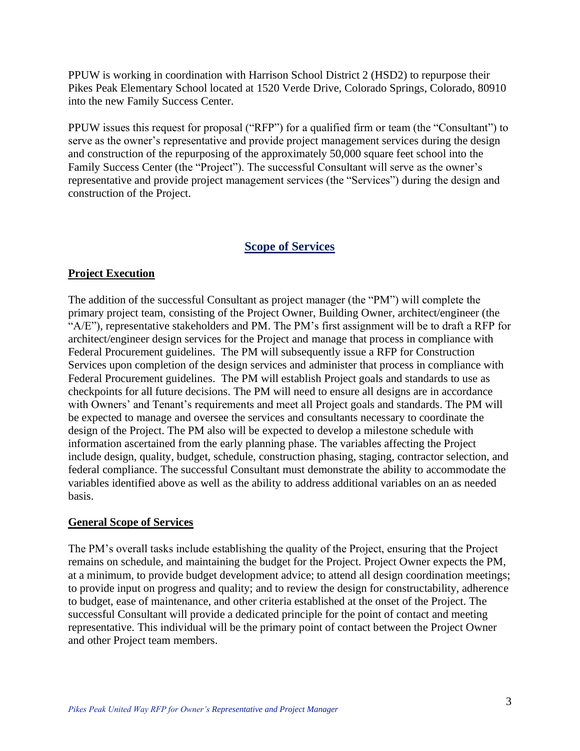PPUW is working in coordination with Harrison School District 2 (HSD2) to repurpose their Pikes Peak Elementary School located at 1520 Verde Drive, Colorado Springs, Colorado, 80910 into the new Family Success Center.

PPUW issues this request for proposal ("RFP") for a qualified firm or team (the "Consultant") to serve as the owner's representative and provide project management services during the design and construction of the repurposing of the approximately 50,000 square feet school into the Family Success Center (the "Project"). The successful Consultant will serve as the owner's representative and provide project management services (the "Services") during the design and construction of the Project.

## Scope of Services

### Project Execution

The addition of the successful Consultant as project manager (the "PM") will complete the primary project team, consisting of the Project Owner, Building Owner, architect/engineer (the "A/E"), representative stakeholders and PM. The PM's first assignment will be to draft a RFP for architect/engineer design services for the Project and manage that process in compliance with Federal Procurement guidelines. The PM will subsequently issue a RFP for Construction Services upon completion of the design services and administer that process in compliance with Federal Procurement guidelines. The PM will establish Project goals and standards to use as checkpoints for all future decisions. The PM will need to ensure all designs are in accordance with Owners' and Tenant's requirements and meet all Project goals and standards. The PM will be expected to manage and oversee the services and consultants necessary to coordinate the design of the Project. The PM also will be expected to develop a milestone schedule with information ascertained from the early planning phase. The variables affecting the Project include design, quality, budget, schedule, construction phasing, staging, contractor selection, and federal compliance. The successful Consultant must demonstrate the ability to accommodate the variables identified above as well as the ability to address additional variables on an as needed basis.

### General Scope of Services

The PM's overall tasks include establishing the quality of the Project, ensuring that the Project remains on schedule, and maintaining the budget for the Project. Project Owner expects the PM, at a minimum, to provide budget development advice; to attend all design coordination meetings; to provide input on progress and quality; and to review the design for constructability, adherence to budget, ease of maintenance, and other criteria established at the onset of the Project. The successful Consultant will provide a dedicated principle for the point of contact and meeting representative. This individual will be the primary point of contact between the Project Owner and other Project team members.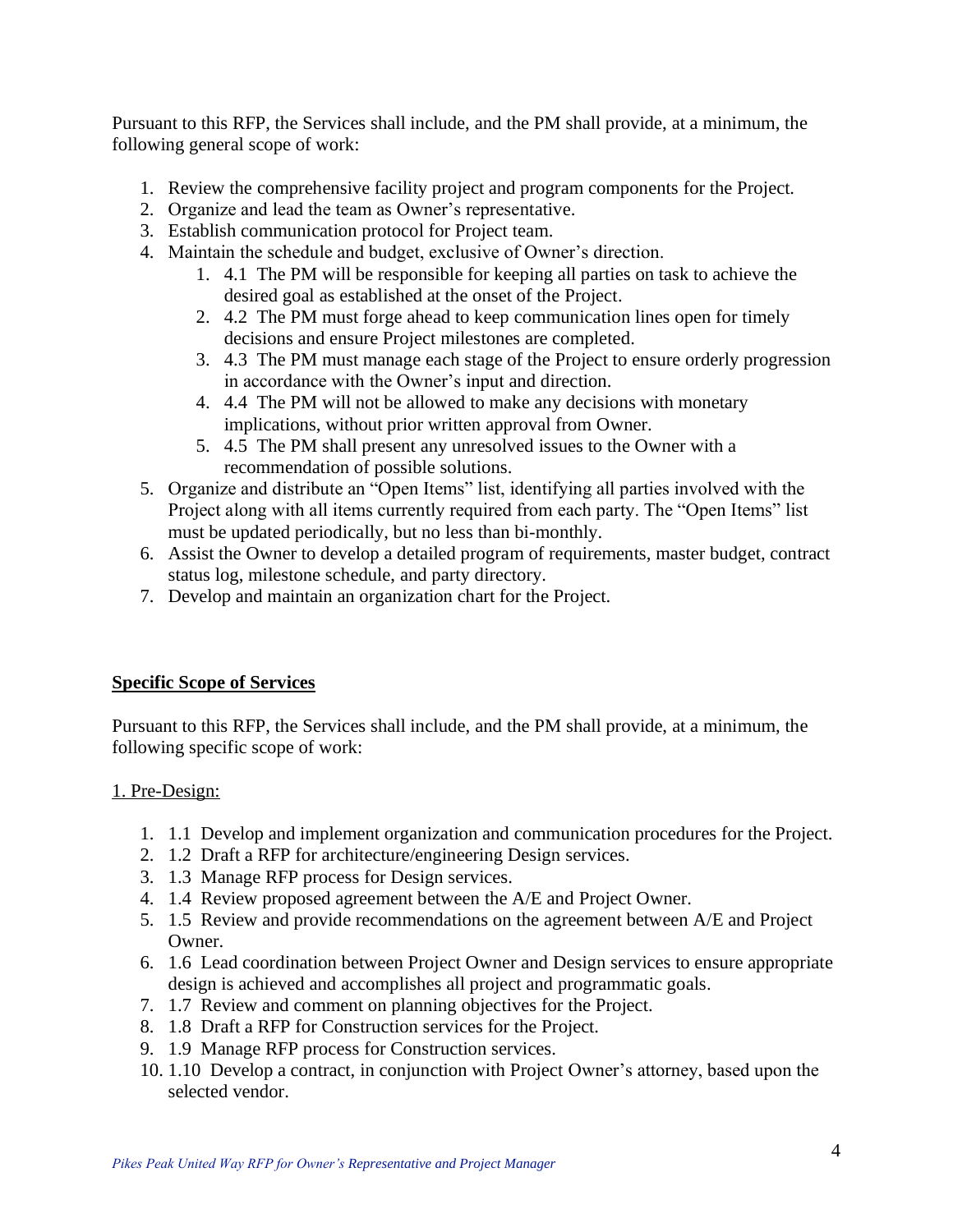Pursuant to this RFP, the Services shall include, and the PM shall provide, at a minimum, the following general scope of work:

1. Review the comprehensive facility project and program components for the Project.
2. Organize and lead the team as Owner's representative.
3. Establish communication protocol for Project team.
4. Maintain the schedule and budget, exclusive of Owner's direction.
    1. 4.1 The PM will be responsible for keeping all parties on task to achieve the desired goal as established at the onset of the Project.
    2. 4.2 The PM must forge ahead to keep communication lines open for timely decisions and ensure Project milestones are completed.
    3. 4.3 The PM must manage each stage of the Project to ensure orderly progression in accordance with the Owner's input and direction.
    4. 4.4 The PM will not be allowed to make any decisions with monetary implications, without prior written approval from Owner.
    5. 4.5 The PM shall present any unresolved issues to the Owner with a recommendation of possible solutions.
5. Organize and distribute an "Open Items" list, identifying all parties involved with the Project along with all items currently required from each party. The "Open Items" list must be updated periodically, but no less than bi-monthly.
6. Assist the Owner to develop a detailed program of requirements, master budget, contract status log, milestone schedule, and party directory.
7. Develop and maintain an organization chart for the Project.

**Specific Scope of Services**

Pursuant to this RFP, the Services shall include, and the PM shall provide, at a minimum, the following specific scope of work:

1. Pre-Design:

1. 1.1 Develop and implement organization and communication procedures for the Project.
2. 1.2 Draft a RFP for architecture/engineering Design services.
3. 1.3 Manage RFP process for Design services.
4. 1.4 Review proposed agreement between the A/E and Project Owner.
5. 1.5 Review and provide recommendations on the agreement between A/E and Project Owner.
6. 1.6 Lead coordination between Project Owner and Design services to ensure appropriate design is achieved and accomplishes all project and programmatic goals.
7. 1.7 Review and comment on planning objectives for the Project.
8. 1.8 Draft a RFP for Construction services for the Project.
9. 1.9 Manage RFP process for Construction services.
10. 1.10 Develop a contract, in conjunction with Project Owner's attorney, based upon the selected vendor.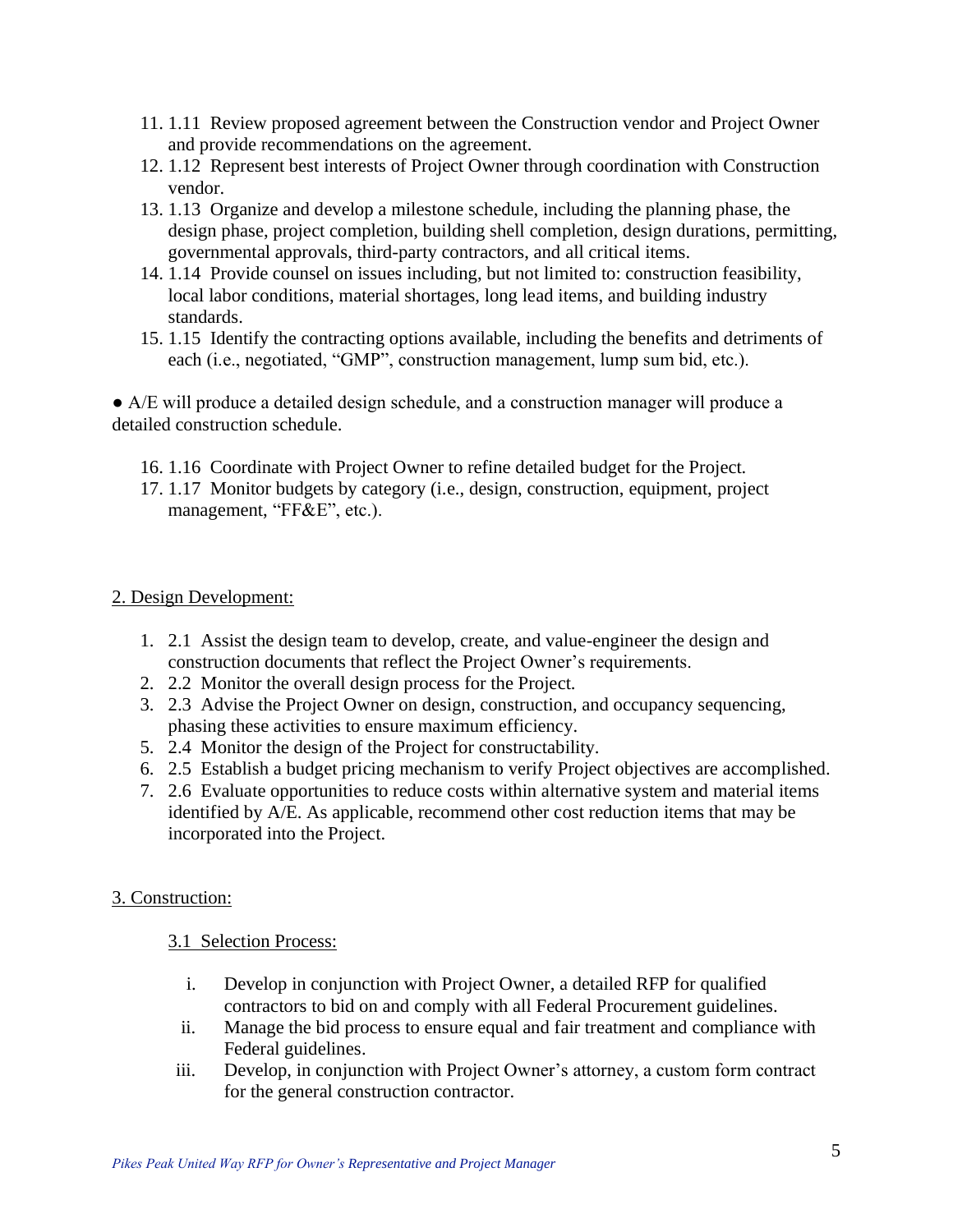11. 1.11 Review proposed agreement between the Construction vendor and Project Owner and provide recommendations on the agreement.
12. 1.12 Represent best interests of Project Owner through coordination with Construction vendor.
13. 1.13 Organize and develop a milestone schedule, including the planning phase, the design phase, project completion, building shell completion, design durations, permitting, governmental approvals, third-party contractors, and all critical items.
14. 1.14 Provide counsel on issues including, but not limited to: construction feasibility, local labor conditions, material shortages, long lead items, and building industry standards.
15. 1.15 Identify the contracting options available, including the benefits and detriments of each (i.e., negotiated, "GMP", construction management, lump sum bid, etc.).

- A/E will produce a detailed design schedule, and a construction manager will produce a detailed construction schedule.

16. 1.16 Coordinate with Project Owner to refine detailed budget for the Project.
17. 1.17 Monitor budgets by category (i.e., design, construction, equipment, project management, "FF&E", etc.).

<u>2. Design Development:</u>

1. 2.1 Assist the design team to develop, create, and value-engineer the design and construction documents that reflect the Project Owner's requirements.
2. 2.2 Monitor the overall design process for the Project.
3. 2.3 Advise the Project Owner on design, construction, and occupancy sequencing, phasing these activities to ensure maximum efficiency.
5. 2.4 Monitor the design of the Project for constructability.
6. 2.5 Establish a budget pricing mechanism to verify Project objectives are accomplished.
7. 2.6 Evaluate opportunities to reduce costs within alternative system and material items identified by A/E. As applicable, recommend other cost reduction items that may be incorporated into the Project.

<u>3. Construction:</u>

<u>3.1 Selection Process:</u>

i. Develop in conjunction with Project Owner, a detailed RFP for qualified contractors to bid on and comply with all Federal Procurement guidelines.
ii. Manage the bid process to ensure equal and fair treatment and compliance with Federal guidelines.
iii. Develop, in conjunction with Project Owner's attorney, a custom form contract for the general construction contractor.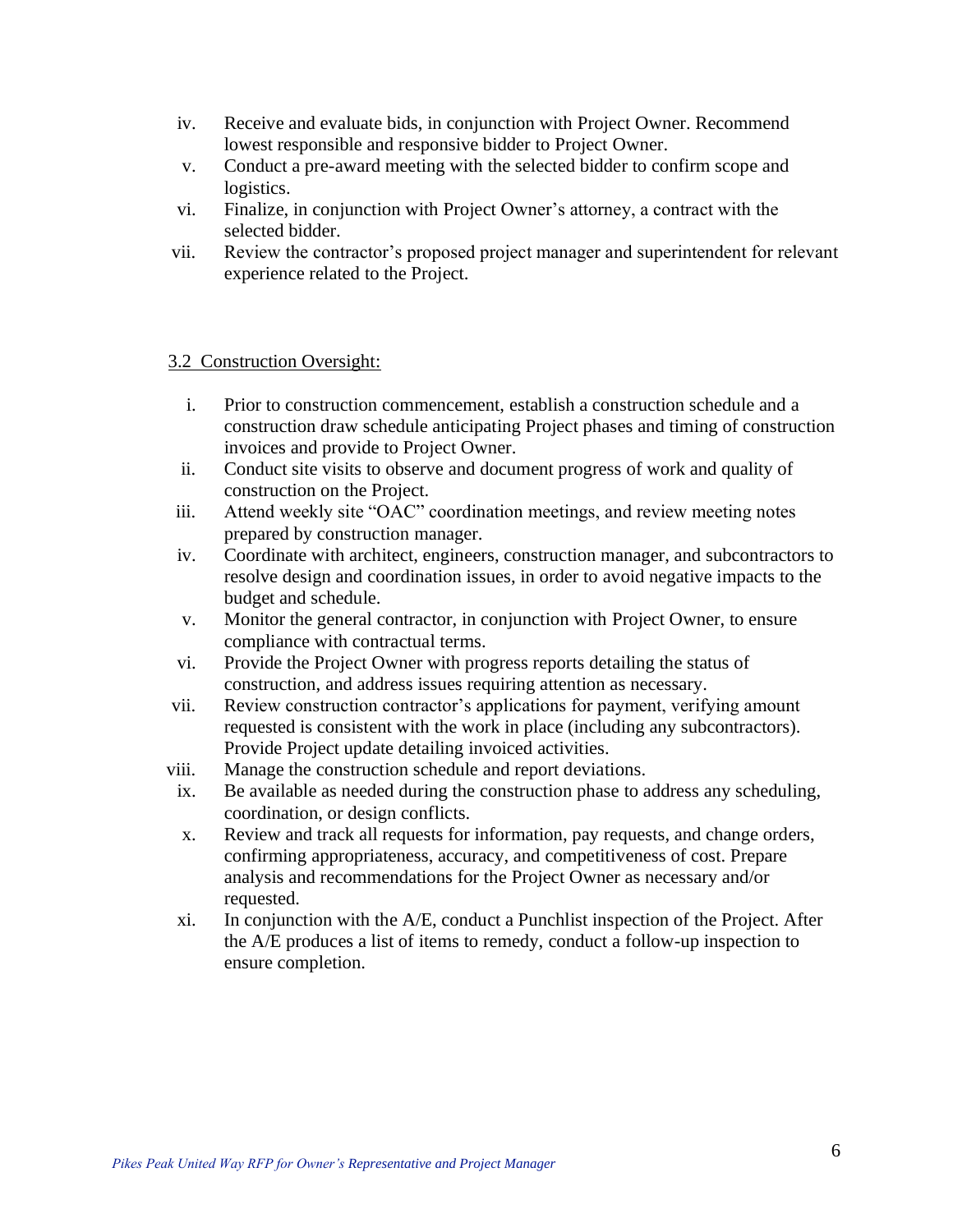iv. Receive and evaluate bids, in conjunction with Project Owner. Recommend lowest responsible and responsive bidder to Project Owner.
v. Conduct a pre-award meeting with the selected bidder to confirm scope and logistics.
vi. Finalize, in conjunction with Project Owner's attorney, a contract with the selected bidder.
vii. Review the contractor's proposed project manager and superintendent for relevant experience related to the Project.

3.2 Construction Oversight:

i. Prior to construction commencement, establish a construction schedule and a construction draw schedule anticipating Project phases and timing of construction invoices and provide to Project Owner.
ii. Conduct site visits to observe and document progress of work and quality of construction on the Project.
iii. Attend weekly site "OAC" coordination meetings, and review meeting notes prepared by construction manager.
iv. Coordinate with architect, engineers, construction manager, and subcontractors to resolve design and coordination issues, in order to avoid negative impacts to the budget and schedule.
v. Monitor the general contractor, in conjunction with Project Owner, to ensure compliance with contractual terms.
vi. Provide the Project Owner with progress reports detailing the status of construction, and address issues requiring attention as necessary.
vii. Review construction contractor's applications for payment, verifying amount requested is consistent with the work in place (including any subcontractors). Provide Project update detailing invoiced activities.
viii. Manage the construction schedule and report deviations.
ix. Be available as needed during the construction phase to address any scheduling, coordination, or design conflicts.
x. Review and track all requests for information, pay requests, and change orders, confirming appropriateness, accuracy, and competitiveness of cost. Prepare analysis and recommendations for the Project Owner as necessary and/or requested.
xi. In conjunction with the A/E, conduct a Punchlist inspection of the Project. After the A/E produces a list of items to remedy, conduct a follow-up inspection to ensure completion.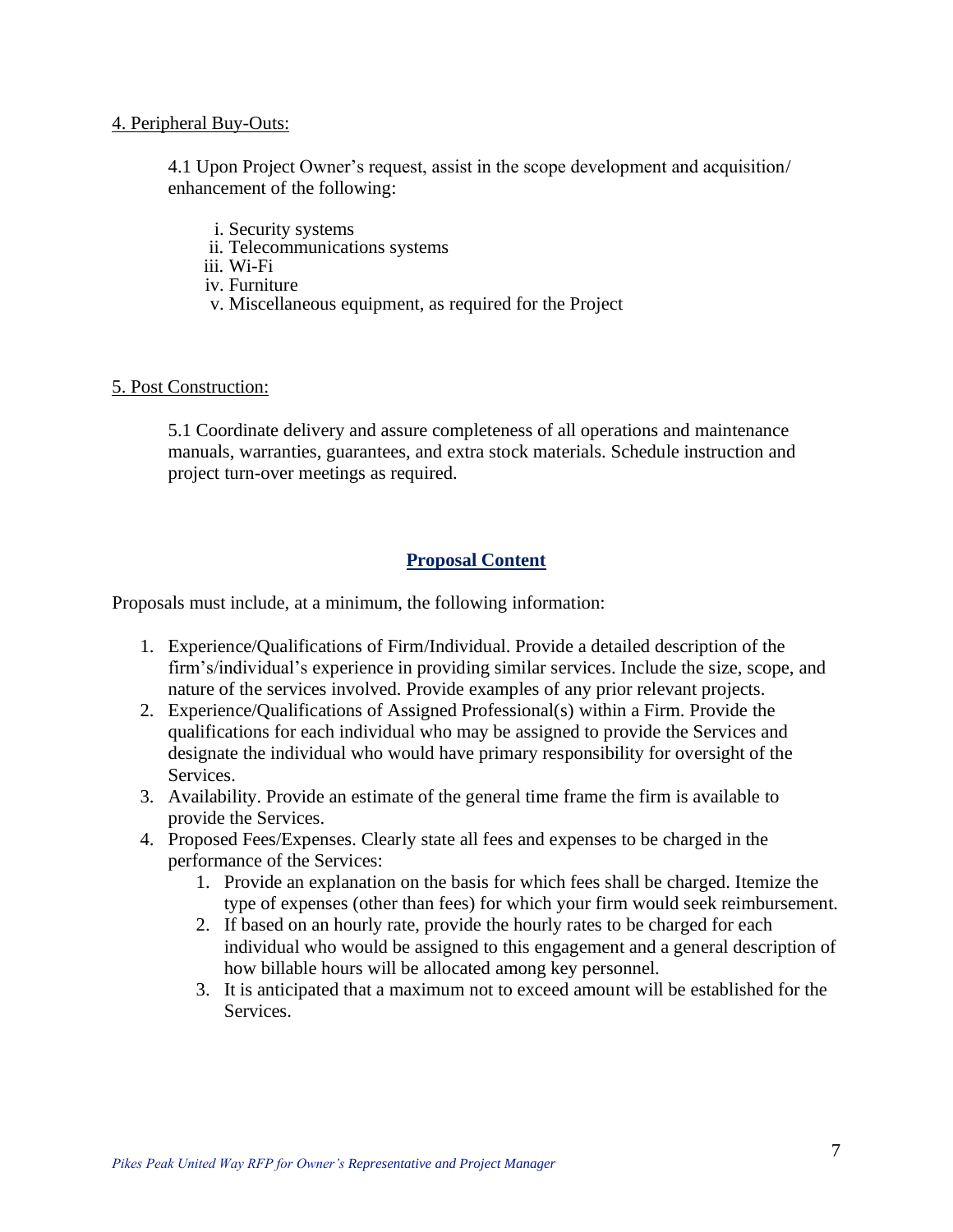4. Peripheral Buy-Outs:

4.1 Upon Project Owner's request, assist in the scope development and acquisition/ enhancement of the following:

i. Security systems
ii. Telecommunications systems
iii. Wi-Fi
iv. Furniture
v. Miscellaneous equipment, as required for the Project

5. Post Construction:

5.1 Coordinate delivery and assure completeness of all operations and maintenance manuals, warranties, guarantees, and extra stock materials. Schedule instruction and project turn-over meetings as required.

## Proposal Content

Proposals must include, at a minimum, the following information:

1. Experience/Qualifications of Firm/Individual. Provide a detailed description of the firm's/individual's experience in providing similar services. Include the size, scope, and nature of the services involved. Provide examples of any prior relevant projects.
2. Experience/Qualifications of Assigned Professional(s) within a Firm. Provide the qualifications for each individual who may be assigned to provide the Services and designate the individual who would have primary responsibility for oversight of the Services.
3. Availability. Provide an estimate of the general time frame the firm is available to provide the Services.
4. Proposed Fees/Expenses. Clearly state all fees and expenses to be charged in the performance of the Services:
    1. Provide an explanation on the basis for which fees shall be charged. Itemize the type of expenses (other than fees) for which your firm would seek reimbursement.
    2. If based on an hourly rate, provide the hourly rates to be charged for each individual who would be assigned to this engagement and a general description of how billable hours will be allocated among key personnel.
    3. It is anticipated that a maximum not to exceed amount will be established for the Services.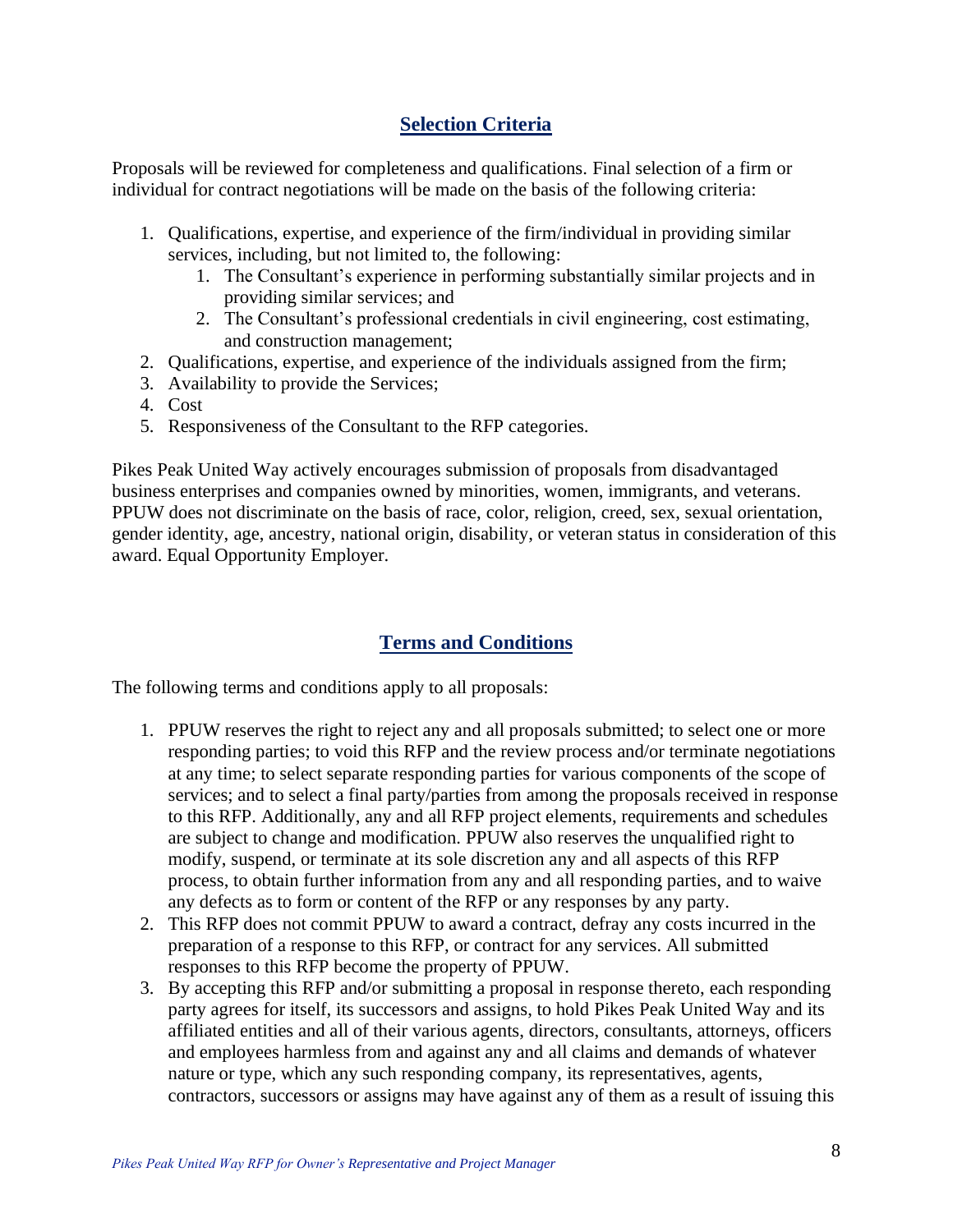## Selection Criteria

Proposals will be reviewed for completeness and qualifications. Final selection of a firm or individual for contract negotiations will be made on the basis of the following criteria:

1. Qualifications, expertise, and experience of the firm/individual in providing similar services, including, but not limited to, the following:
    1. The Consultant's experience in performing substantially similar projects and in providing similar services; and
    2. The Consultant's professional credentials in civil engineering, cost estimating, and construction management;
2. Qualifications, expertise, and experience of the individuals assigned from the firm;
3. Availability to provide the Services;
4. Cost
5. Responsiveness of the Consultant to the RFP categories.

Pikes Peak United Way actively encourages submission of proposals from disadvantaged business enterprises and companies owned by minorities, women, immigrants, and veterans. PPUW does not discriminate on the basis of race, color, religion, creed, sex, sexual orientation, gender identity, age, ancestry, national origin, disability, or veteran status in consideration of this award. Equal Opportunity Employer.

## Terms and Conditions

The following terms and conditions apply to all proposals:

1. PPUW reserves the right to reject any and all proposals submitted; to select one or more responding parties; to void this RFP and the review process and/or terminate negotiations at any time; to select separate responding parties for various components of the scope of services; and to select a final party/parties from among the proposals received in response to this RFP. Additionally, any and all RFP project elements, requirements and schedules are subject to change and modification. PPUW also reserves the unqualified right to modify, suspend, or terminate at its sole discretion any and all aspects of this RFP process, to obtain further information from any and all responding parties, and to waive any defects as to form or content of the RFP or any responses by any party.
2. This RFP does not commit PPUW to award a contract, defray any costs incurred in the preparation of a response to this RFP, or contract for any services. All submitted responses to this RFP become the property of PPUW.
3. By accepting this RFP and/or submitting a proposal in response thereto, each responding party agrees for itself, its successors and assigns, to hold Pikes Peak United Way and its affiliated entities and all of their various agents, directors, consultants, attorneys, officers and employees harmless from and against any and all claims and demands of whatever nature or type, which any such responding company, its representatives, agents, contractors, successors or assigns may have against any of them as a result of issuing this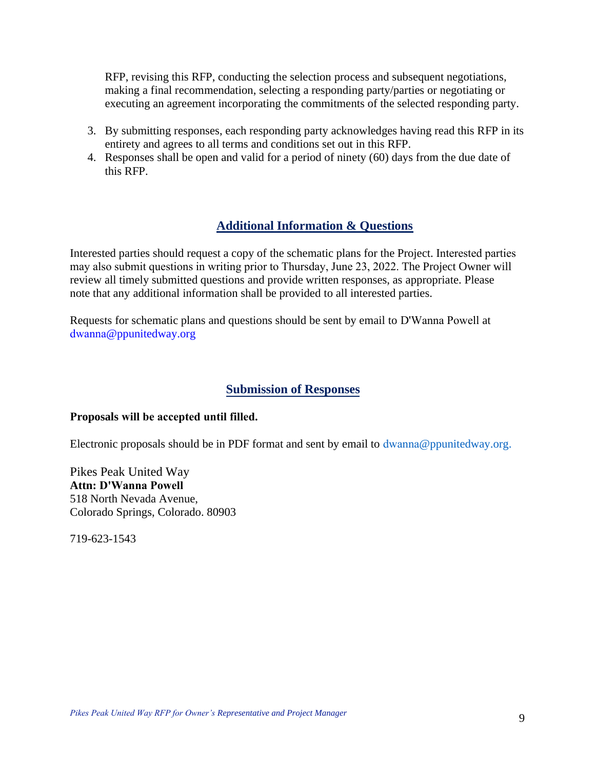RFP, revising this RFP, conducting the selection process and subsequent negotiations, making a final recommendation, selecting a responding party/parties or negotiating or executing an agreement incorporating the commitments of the selected responding party.

3. By submitting responses, each responding party acknowledges having read this RFP in its entirety and agrees to all terms and conditions set out in this RFP.
4. Responses shall be open and valid for a period of ninety (60) days from the due date of this RFP.

## Additional Information & Questions

Interested parties should request a copy of the schematic plans for the Project. Interested parties may also submit questions in writing prior to Thursday, June 23, 2022. The Project Owner will review all timely submitted questions and provide written responses, as appropriate. Please note that any additional information shall be provided to all interested parties.

Requests for schematic plans and questions should be sent by email to D'Wanna Powell at dwanna@ppunitedway.org

## Submission of Responses

**Proposals will be accepted until filled.**

Electronic proposals should be in PDF format and sent by email to dwanna@ppunitedway.org.

Pikes Peak United Way
**Attn: D'Wanna Powell**
518 North Nevada Avenue,
Colorado Springs, Colorado. 80903

719-623-1543